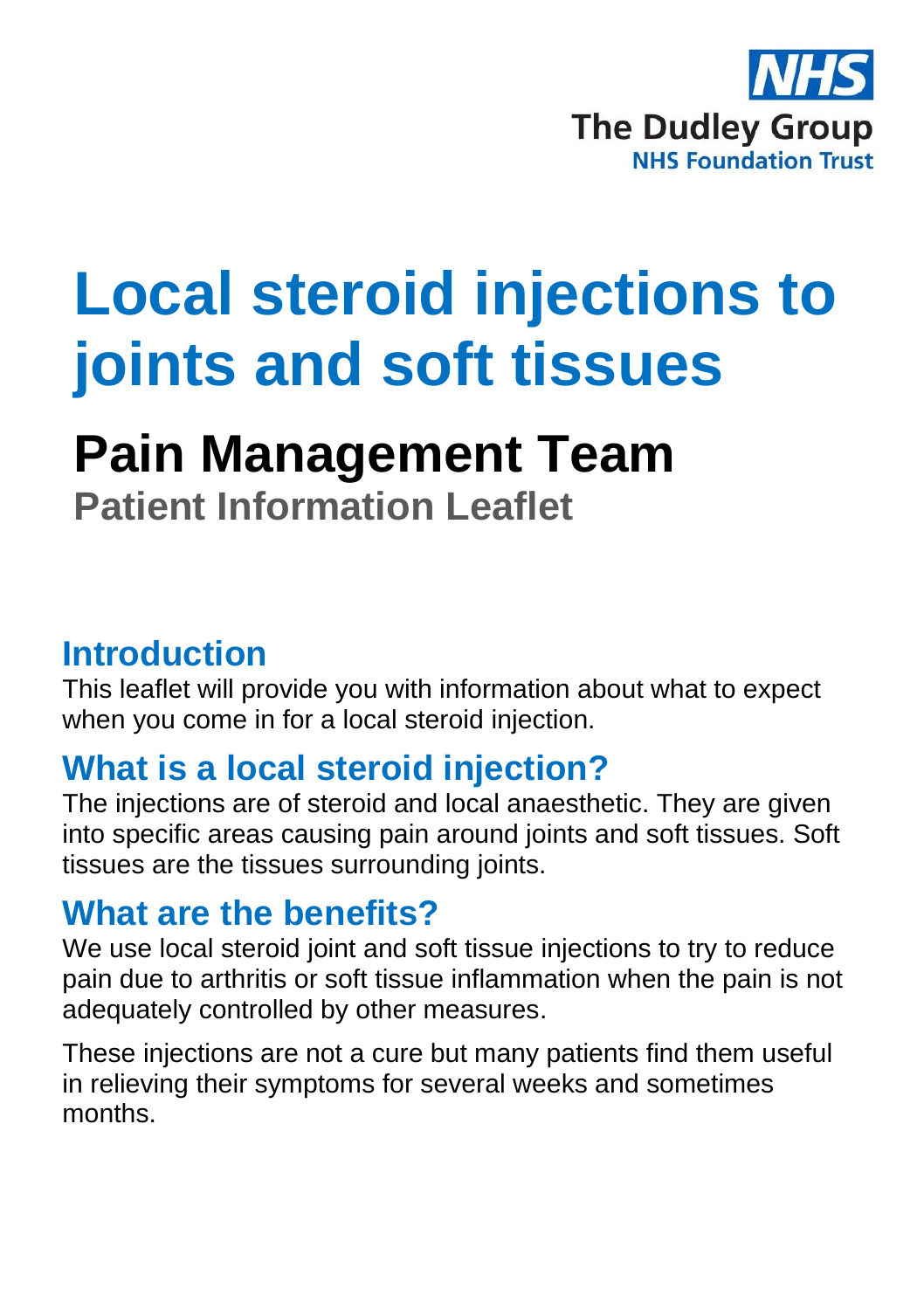NHS

The Dudley Group
NHS Foundation Trust

# Local steroid injections to joints and soft tissues

## Pain Management Team

### Patient Information Leaflet

## Introduction

This leaflet will provide you with information about what to expect when you come in for a local steroid injection.

## What is a local steroid injection?

The injections are of steroid and local anaesthetic. They are given into specific areas causing pain around joints and soft tissues. Soft tissues are the tissues surrounding joints.

## What are the benefits?

We use local steroid joint and soft tissue injections to try to reduce pain due to arthritis or soft tissue inflammation when the pain is not adequately controlled by other measures.

These injections are not a cure but many patients find them useful in relieving their symptoms for several weeks and sometimes months.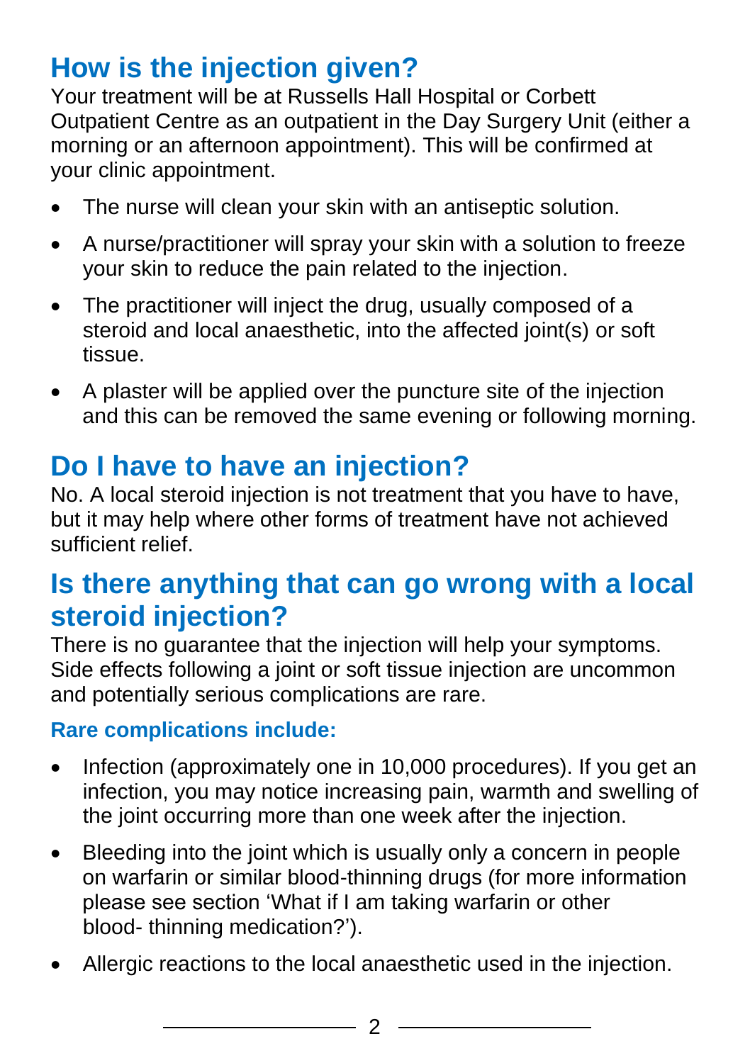## How is the injection given?

Your treatment will be at Russells Hall Hospital or Corbett Outpatient Centre as an outpatient in the Day Surgery Unit (either a morning or an afternoon appointment). This will be confirmed at your clinic appointment.

- The nurse will clean your skin with an antiseptic solution.
- A nurse/practitioner will spray your skin with a solution to freeze your skin to reduce the pain related to the injection.
- The practitioner will inject the drug, usually composed of a steroid and local anaesthetic, into the affected joint(s) or soft tissue.
- A plaster will be applied over the puncture site of the injection and this can be removed the same evening or following morning.

## Do I have to have an injection?

No. A local steroid injection is not treatment that you have to have, but it may help where other forms of treatment have not achieved sufficient relief.

## Is there anything that can go wrong with a local steroid injection?

There is no guarantee that the injection will help your symptoms. Side effects following a joint or soft tissue injection are uncommon and potentially serious complications are rare.

### Rare complications include:

- Infection (approximately one in 10,000 procedures). If you get an infection, you may notice increasing pain, warmth and swelling of the joint occurring more than one week after the injection.
- Bleeding into the joint which is usually only a concern in people on warfarin or similar blood-thinning drugs (for more information please see section 'What if I am taking warfarin or other blood- thinning medication?').
- Allergic reactions to the local anaesthetic used in the injection.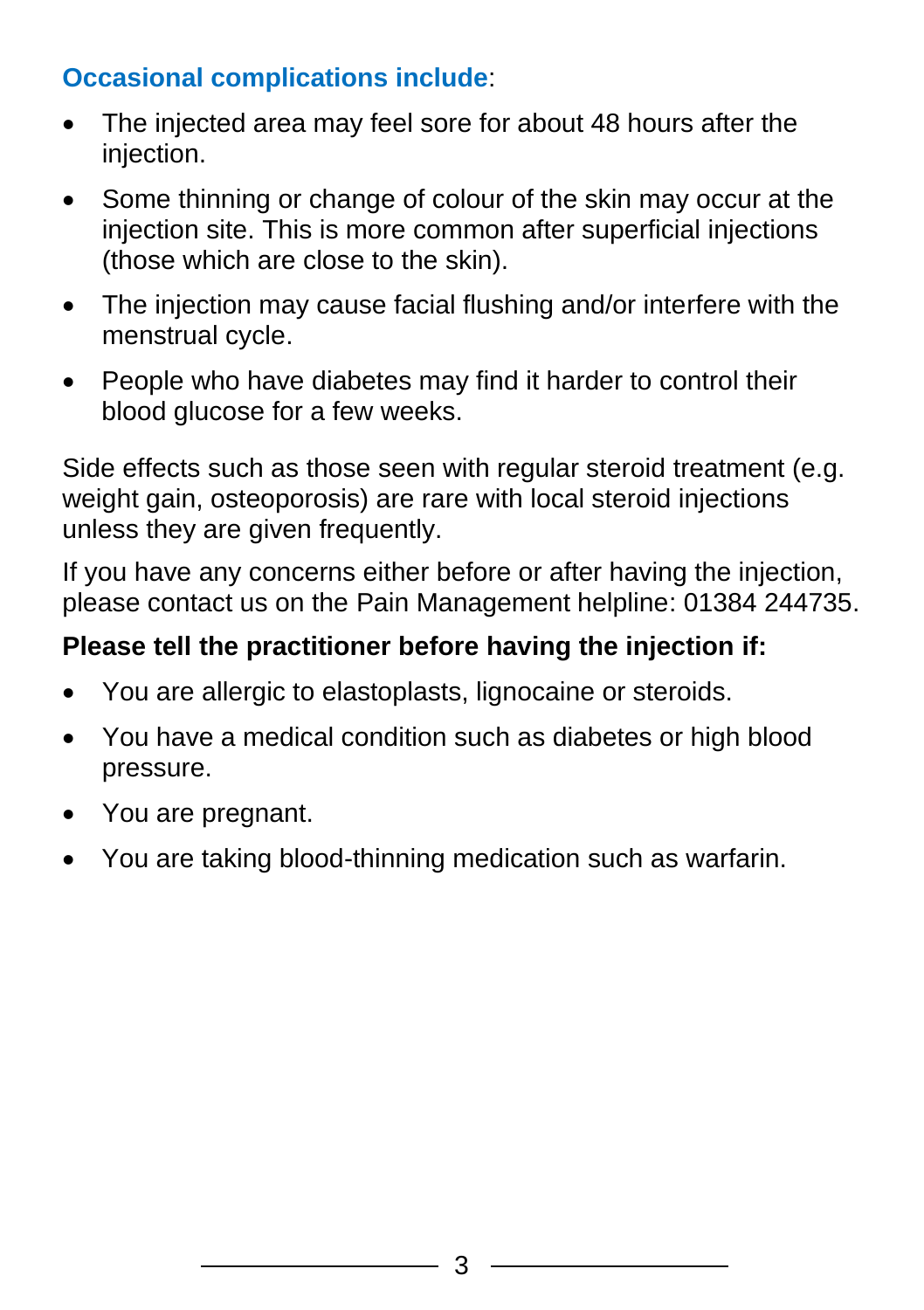**Occasional complications include**:

- The injected area may feel sore for about 48 hours after the injection.
- Some thinning or change of colour of the skin may occur at the injection site. This is more common after superficial injections (those which are close to the skin).
- The injection may cause facial flushing and/or interfere with the menstrual cycle.
- People who have diabetes may find it harder to control their blood glucose for a few weeks.

Side effects such as those seen with regular steroid treatment (e.g. weight gain, osteoporosis) are rare with local steroid injections unless they are given frequently.

If you have any concerns either before or after having the injection, please contact us on the Pain Management helpline: 01384 244735.

**Please tell the practitioner before having the injection if:**

- You are allergic to elastoplasts, lignocaine or steroids.
- You have a medical condition such as diabetes or high blood pressure.
- You are pregnant.
- You are taking blood-thinning medication such as warfarin.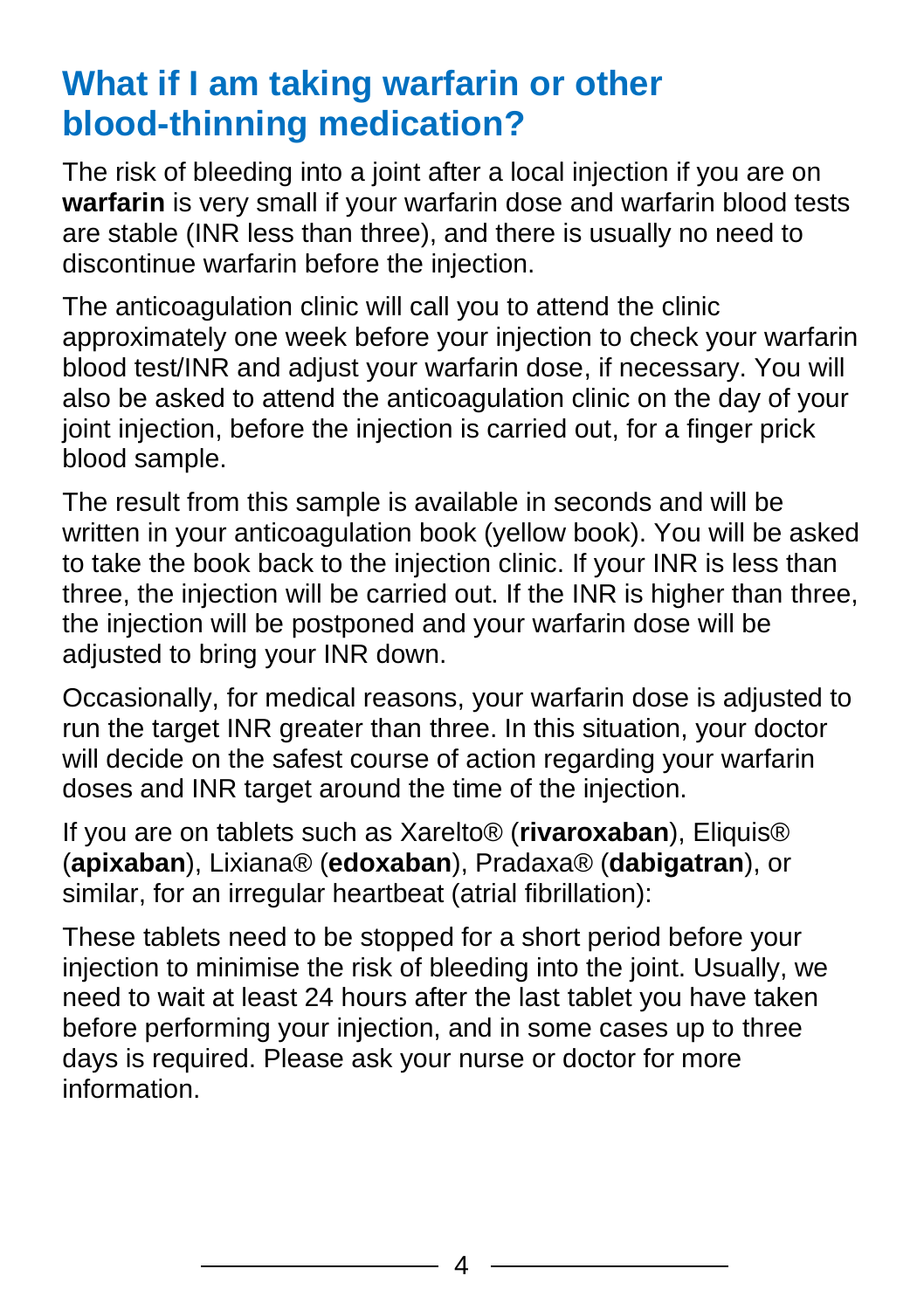## What if I am taking warfarin or other blood-thinning medication?

The risk of bleeding into a joint after a local injection if you are on **warfarin** is very small if your warfarin dose and warfarin blood tests are stable (INR less than three), and there is usually no need to discontinue warfarin before the injection.

The anticoagulation clinic will call you to attend the clinic approximately one week before your injection to check your warfarin blood test/INR and adjust your warfarin dose, if necessary. You will also be asked to attend the anticoagulation clinic on the day of your joint injection, before the injection is carried out, for a finger prick blood sample.

The result from this sample is available in seconds and will be written in your anticoagulation book (yellow book). You will be asked to take the book back to the injection clinic. If your INR is less than three, the injection will be carried out. If the INR is higher than three, the injection will be postponed and your warfarin dose will be adjusted to bring your INR down.

Occasionally, for medical reasons, your warfarin dose is adjusted to run the target INR greater than three. In this situation, your doctor will decide on the safest course of action regarding your warfarin doses and INR target around the time of the injection.

If you are on tablets such as Xarelto® (**rivaroxaban**), Eliquis® (**apixaban**), Lixiana® (**edoxaban**), Pradaxa® (**dabigatran**), or similar, for an irregular heartbeat (atrial fibrillation):

These tablets need to be stopped for a short period before your injection to minimise the risk of bleeding into the joint. Usually, we need to wait at least 24 hours after the last tablet you have taken before performing your injection, and in some cases up to three days is required. Please ask your nurse or doctor for more information.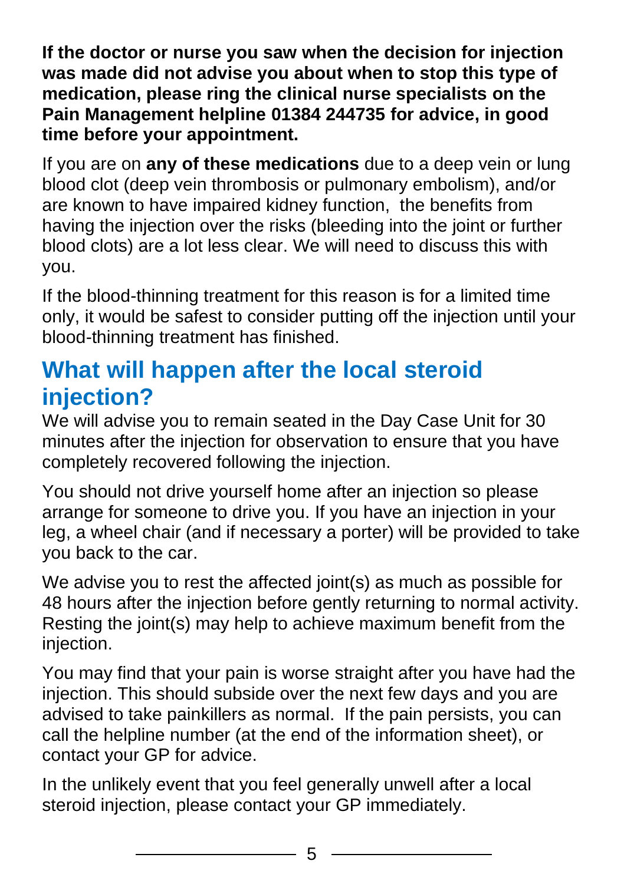**If the doctor or nurse you saw when the decision for injection was made did not advise you about when to stop this type of medication, please ring the clinical nurse specialists on the Pain Management helpline 01384 244735 for advice, in good time before your appointment.**

If you are on **any of these medications** due to a deep vein or lung blood clot (deep vein thrombosis or pulmonary embolism), and/or are known to have impaired kidney function, the benefits from having the injection over the risks (bleeding into the joint or further blood clots) are a lot less clear. We will need to discuss this with you.

If the blood-thinning treatment for this reason is for a limited time only, it would be safest to consider putting off the injection until your blood-thinning treatment has finished.

## What will happen after the local steroid injection?

We will advise you to remain seated in the Day Case Unit for 30 minutes after the injection for observation to ensure that you have completely recovered following the injection.

You should not drive yourself home after an injection so please arrange for someone to drive you. If you have an injection in your leg, a wheel chair (and if necessary a porter) will be provided to take you back to the car.

We advise you to rest the affected joint(s) as much as possible for 48 hours after the injection before gently returning to normal activity. Resting the joint(s) may help to achieve maximum benefit from the injection.

You may find that your pain is worse straight after you have had the injection. This should subside over the next few days and you are advised to take painkillers as normal. If the pain persists, you can call the helpline number (at the end of the information sheet), or contact your GP for advice.

In the unlikely event that you feel generally unwell after a local steroid injection, please contact your GP immediately.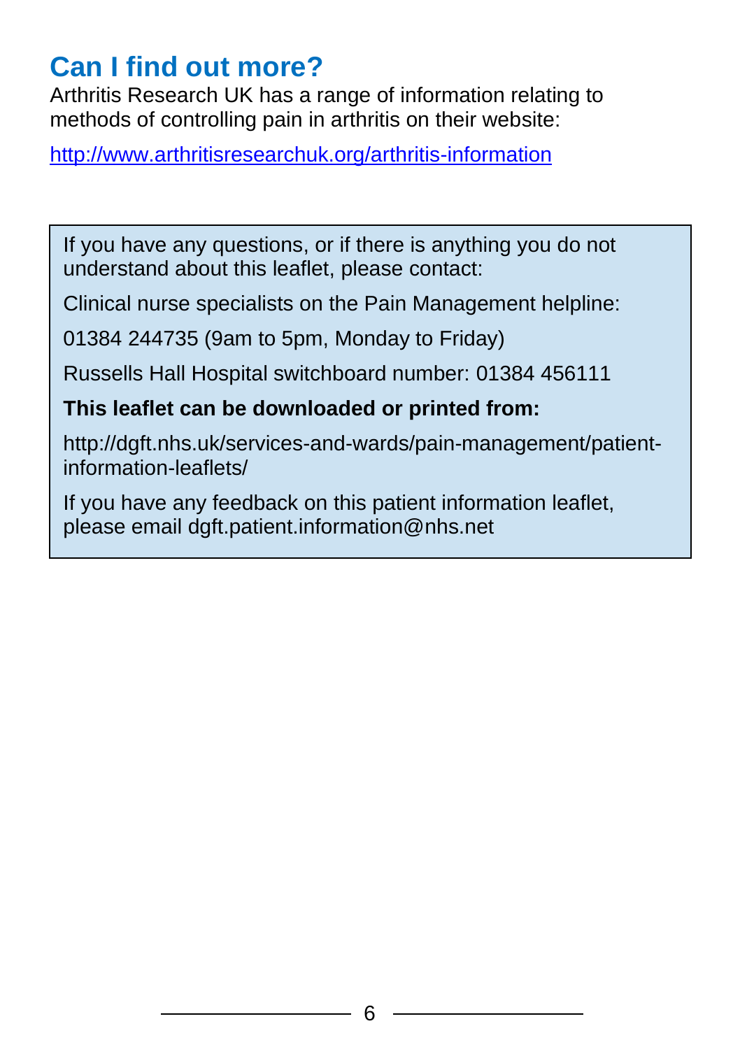## Can I find out more?

Arthritis Research UK has a range of information relating to methods of controlling pain in arthritis on their website:

http://www.arthritisresearchuk.org/arthritis-information

If you have any questions, or if there is anything you do not understand about this leaflet, please contact:

Clinical nurse specialists on the Pain Management helpline:

01384 244735 (9am to 5pm, Monday to Friday)

Russells Hall Hospital switchboard number: 01384 456111

**This leaflet can be downloaded or printed from:**

http://dgft.nhs.uk/services-and-wards/pain-management/patient-information-leaflets/

If you have any feedback on this patient information leaflet, please email dgft.patient.information@nhs.net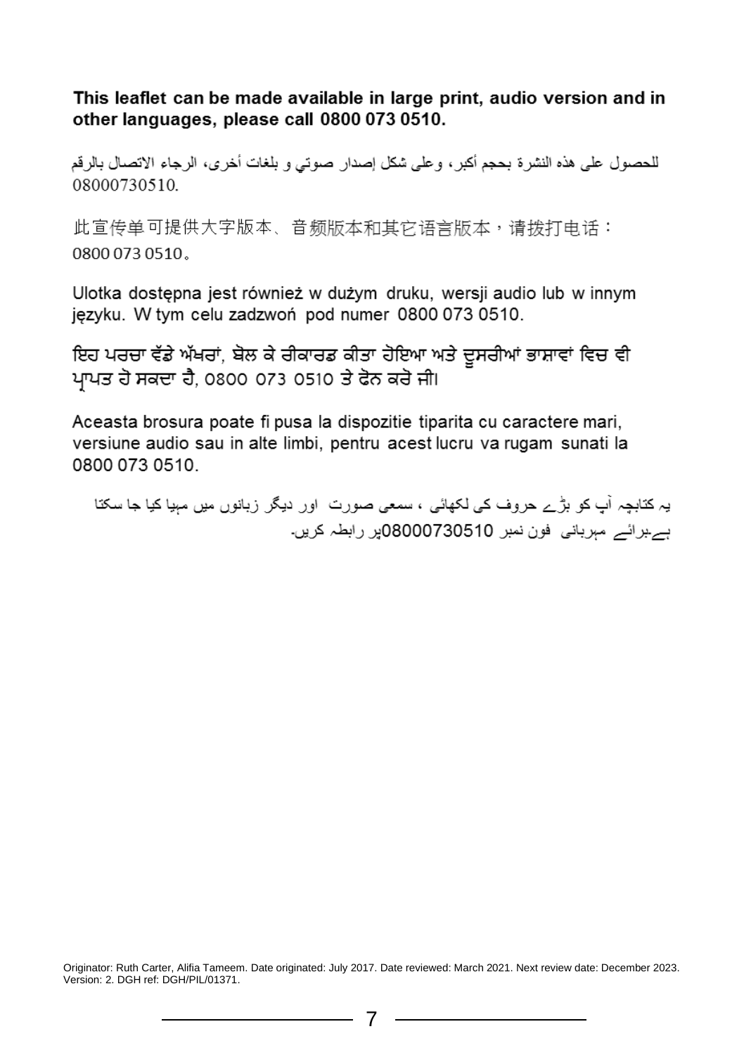**This leaflet can be made available in large print, audio version and in other languages, please call 0800 073 0510.**

للحصول على هذه النشرة بحجم أكبر، وعلى شكل إصدار صوتي و بلغات أخرى، الرجاء الاتصال بالرقم 08000730510.

此宣传单可提供大字版本、音频版本和其它语言版本，请拨打电话：0800 073 0510。

Ulotka dostępna jest również w dużym druku, wersji audio lub w innym języku. W tym celu zadzwoń pod numer 0800 073 0510.

ਇਹ ਪਰਚਾ ਵੱਡੇ ਅੱਖਰਾਂ, ਬੋਲ ਕੇ ਰੀਕਾਰਡ ਕੀਤਾ ਹੋਇਆ ਅਤੇ ਦੂਸਰੀਆਂ ਭਾਸ਼ਾਵਾਂ ਵਿਚ ਵੀ ਪ੍ਰਾਪਤ ਹੋ ਸਕਦਾ ਹੈ, 0800 073 0510 ਤੇ ਫੋਨ ਕਰੋ ਜੀ।

Aceasta brosura poate fi pusa la dispozitie tiparita cu caractere mari, versiune audio sau in alte limbi, pentru acest lucru va rugam sunati la 0800 073 0510.

یہ کتابچہ آپ کو بڑے حروف کی لکھائی ، سمعی صورت اور دیگر زبانوں میں مہیا کیا جا سکتا ہے۔برائے مہربانی فون نمبر 08000730510پر رابطہ کریں۔

Originator: Ruth Carter, Alifia Tameem. Date originated: July 2017. Date reviewed: March 2021. Next review date: December 2023. Version: 2. DGH ref: DGH/PIL/01371.